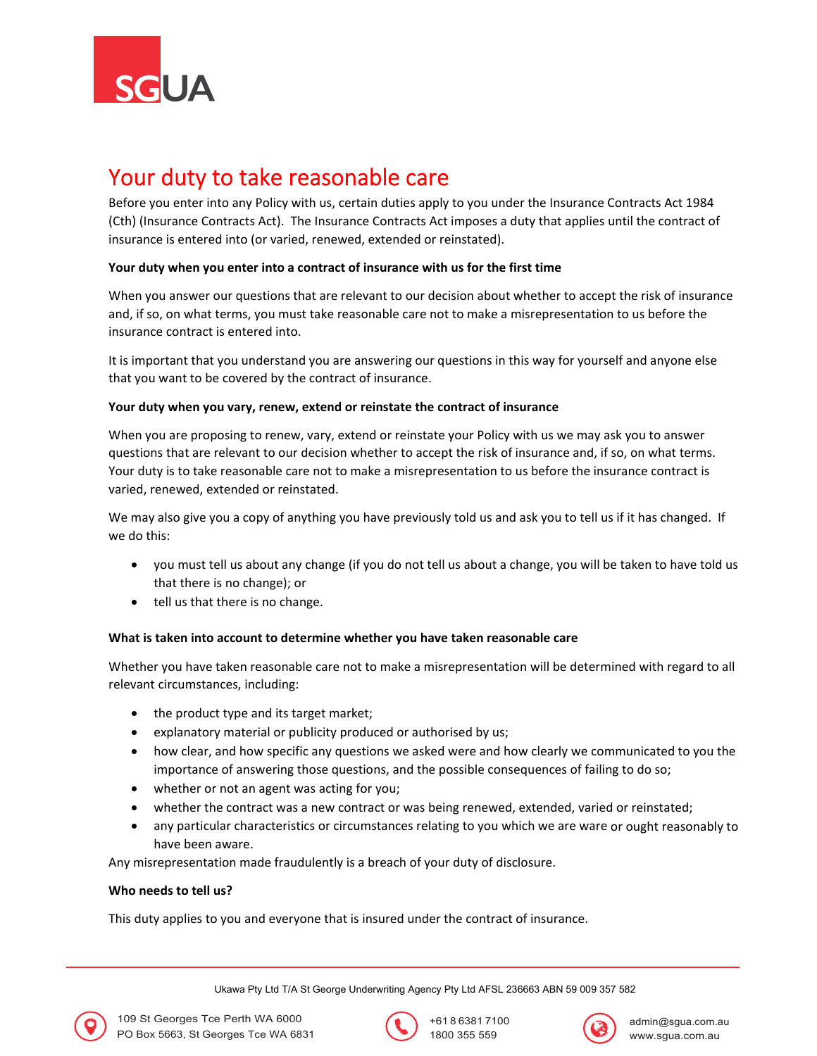# Your duty to take reasonable care

Before you enter into any Policy with us, certain duties apply to you under the Insurance Contracts Act 1984 (Cth) (Insurance Contracts Act). The Insurance Contracts Act imposes a duty that applies until the contract of insurance is entered into (or varied, renewed, extended or reinstated).

**Your duty when you enter into a contract of insurance with us for the first time**

When you answer our questions that are relevant to our decision about whether to accept the risk of insurance and, if so, on what terms, you must take reasonable care not to make a misrepresentation to us before the insurance contract is entered into.

It is important that you understand you are answering our questions in this way for yourself and anyone else that you want to be covered by the contract of insurance.

**Your duty when you vary, renew, extend or reinstate the contract of insurance**

When you are proposing to renew, vary, extend or reinstate your Policy with us we may ask you to answer questions that are relevant to our decision whether to accept the risk of insurance and, if so, on what terms. Your duty is to take reasonable care not to make a misrepresentation to us before the insurance contract is varied, renewed, extended or reinstated.

We may also give you a copy of anything you have previously told us and ask you to tell us if it has changed. If we do this:

- you must tell us about any change (if you do not tell us about a change, you will be taken to have told us that there is no change); or
- tell us that there is no change.

**What is taken into account to determine whether you have taken reasonable care**

Whether you have taken reasonable care not to make a misrepresentation will be determined with regard to all relevant circumstances, including:

- the product type and its target market;
- explanatory material or publicity produced or authorised by us;
- how clear, and how specific any questions we asked were and how clearly we communicated to you the importance of answering those questions, and the possible consequences of failing to do so;
- whether or not an agent was acting for you;
- whether the contract was a new contract or was being renewed, extended, varied or reinstated;
- any particular characteristics or circumstances relating to you which we are ware or ought reasonably to have been aware.

Any misrepresentation made fraudulently is a breach of your duty of disclosure.

**Who needs to tell us?**

This duty applies to you and everyone that is insured under the contract of insurance.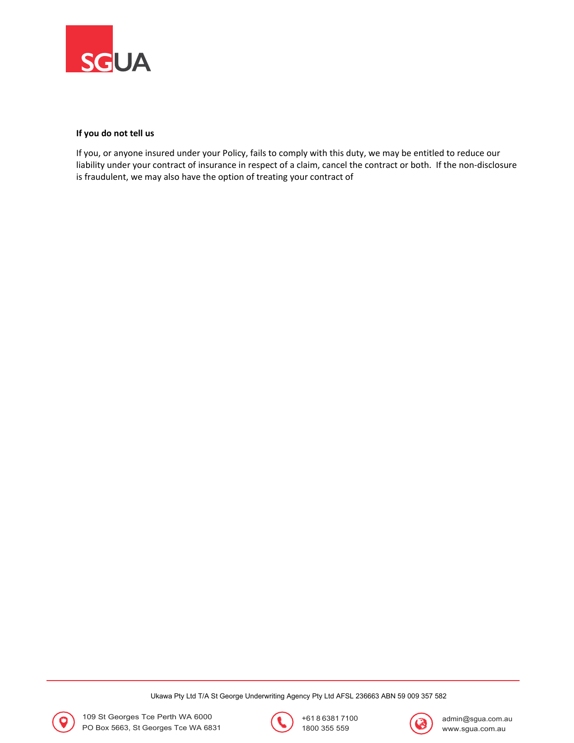**If you do not tell us**

If you, or anyone insured under your Policy, fails to comply with this duty, we may be entitled to reduce our liability under your contract of insurance in respect of a claim, cancel the contract or both. If the non-disclosure is fraudulent, we may also have the option of treating your contract of